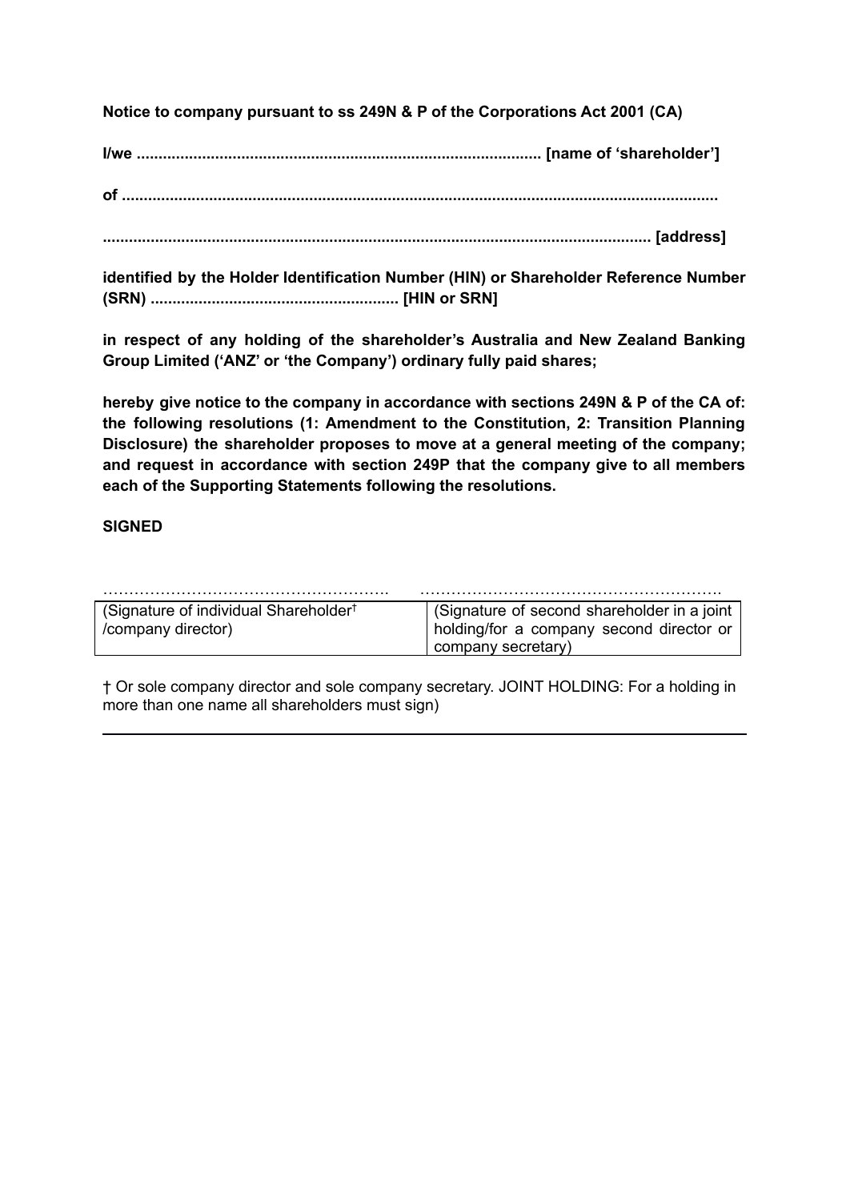**Notice to company pursuant to ss 249N & P of the Corporations Act 2001 (CA)**

**I/we ........................................................................................... [name of 'shareholder']**

**of .......................................................................................................................................**

**........................................................................................................................... [address]**

**identified by the Holder Identification Number (HIN) or Shareholder Reference Number (SRN) ........................................................ [HIN or SRN]**

**in respect of any holding of the shareholder's Australia and New Zealand Banking Group Limited ('ANZ' or 'the Company') ordinary fully paid shares;**

**hereby give notice to the company in accordance with sections 249N & P of the CA of: the following resolutions (1: Amendment to the Constitution, 2: Transition Planning Disclosure) the shareholder proposes to move at a general meeting of the company; and request in accordance with section 249P that the company give to all members each of the Supporting Statements following the resolutions.**

**SIGNED**

| ………………………………………………. | ………………………………………………… |
|---|---|
| (Signature of individual Shareholder† /company director) | (Signature of second shareholder in a joint holding/for a company second director or company secretary) |

† Or sole company director and sole company secretary. JOINT HOLDING: For a holding in more than one name all shareholders must sign)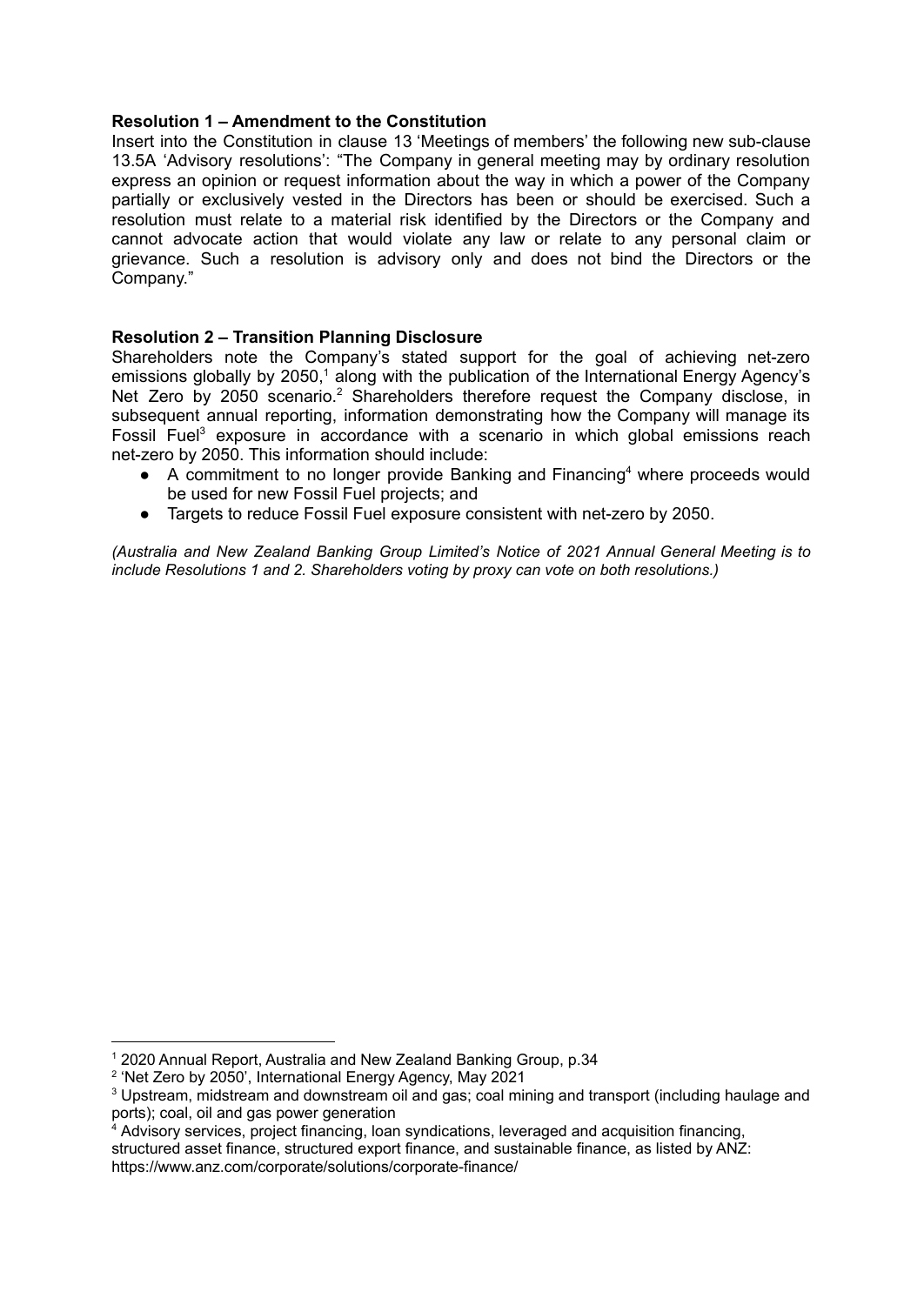**Resolution 1 – Amendment to the Constitution**

Insert into the Constitution in clause 13 'Meetings of members' the following new sub-clause 13.5A 'Advisory resolutions': "The Company in general meeting may by ordinary resolution express an opinion or request information about the way in which a power of the Company partially or exclusively vested in the Directors has been or should be exercised. Such a resolution must relate to a material risk identified by the Directors or the Company and cannot advocate action that would violate any law or relate to any personal claim or grievance. Such a resolution is advisory only and does not bind the Directors or the Company."

**Resolution 2 – Transition Planning Disclosure**

Shareholders note the Company's stated support for the goal of achieving net-zero emissions globally by 2050,[1] along with the publication of the International Energy Agency's Net Zero by 2050 scenario.[2] Shareholders therefore request the Company disclose, in subsequent annual reporting, information demonstrating how the Company will manage its Fossil Fuel[3] exposure in accordance with a scenario in which global emissions reach net-zero by 2050. This information should include:

- A commitment to no longer provide Banking and Financing[4] where proceeds would be used for new Fossil Fuel projects; and
- Targets to reduce Fossil Fuel exposure consistent with net-zero by 2050.

*(Australia and New Zealand Banking Group Limited's Notice of 2021 Annual General Meeting is to include Resolutions 1 and 2. Shareholders voting by proxy can vote on both resolutions.)*

---

[1] 2020 Annual Report, Australia and New Zealand Banking Group, p.34

[2] 'Net Zero by 2050', International Energy Agency, May 2021

[3] Upstream, midstream and downstream oil and gas; coal mining and transport (including haulage and ports); coal, oil and gas power generation

[4] Advisory services, project financing, loan syndications, leveraged and acquisition financing, structured asset finance, structured export finance, and sustainable finance, as listed by ANZ: https://www.anz.com/corporate/solutions/corporate-finance/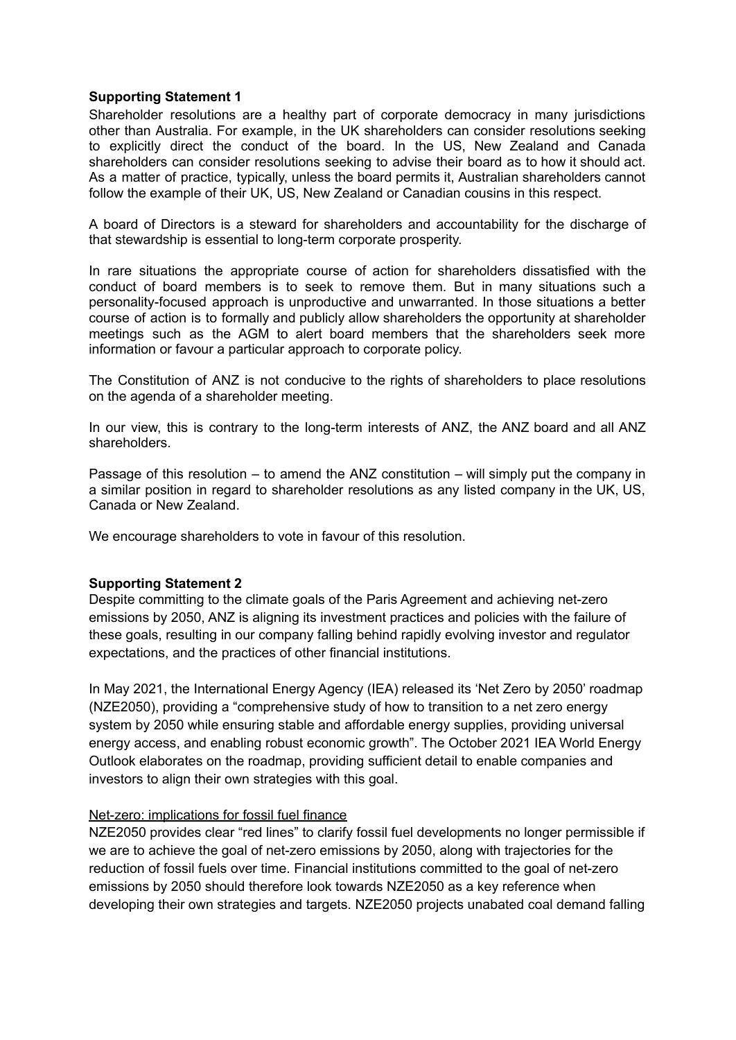**Supporting Statement 1**

Shareholder resolutions are a healthy part of corporate democracy in many jurisdictions other than Australia. For example, in the UK shareholders can consider resolutions seeking to explicitly direct the conduct of the board. In the US, New Zealand and Canada shareholders can consider resolutions seeking to advise their board as to how it should act. As a matter of practice, typically, unless the board permits it, Australian shareholders cannot follow the example of their UK, US, New Zealand or Canadian cousins in this respect.

A board of Directors is a steward for shareholders and accountability for the discharge of that stewardship is essential to long-term corporate prosperity.

In rare situations the appropriate course of action for shareholders dissatisfied with the conduct of board members is to seek to remove them. But in many situations such a personality-focused approach is unproductive and unwarranted. In those situations a better course of action is to formally and publicly allow shareholders the opportunity at shareholder meetings such as the AGM to alert board members that the shareholders seek more information or favour a particular approach to corporate policy.

The Constitution of ANZ is not conducive to the rights of shareholders to place resolutions on the agenda of a shareholder meeting.

In our view, this is contrary to the long-term interests of ANZ, the ANZ board and all ANZ shareholders.

Passage of this resolution – to amend the ANZ constitution – will simply put the company in a similar position in regard to shareholder resolutions as any listed company in the UK, US, Canada or New Zealand.

We encourage shareholders to vote in favour of this resolution.

**Supporting Statement 2**

Despite committing to the climate goals of the Paris Agreement and achieving net-zero emissions by 2050, ANZ is aligning its investment practices and policies with the failure of these goals, resulting in our company falling behind rapidly evolving investor and regulator expectations, and the practices of other financial institutions.

In May 2021, the International Energy Agency (IEA) released its 'Net Zero by 2050' roadmap (NZE2050), providing a "comprehensive study of how to transition to a net zero energy system by 2050 while ensuring stable and affordable energy supplies, providing universal energy access, and enabling robust economic growth". The October 2021 IEA World Energy Outlook elaborates on the roadmap, providing sufficient detail to enable companies and investors to align their own strategies with this goal.

Net-zero: implications for fossil fuel finance

NZE2050 provides clear "red lines" to clarify fossil fuel developments no longer permissible if we are to achieve the goal of net-zero emissions by 2050, along with trajectories for the reduction of fossil fuels over time. Financial institutions committed to the goal of net-zero emissions by 2050 should therefore look towards NZE2050 as a key reference when developing their own strategies and targets. NZE2050 projects unabated coal demand falling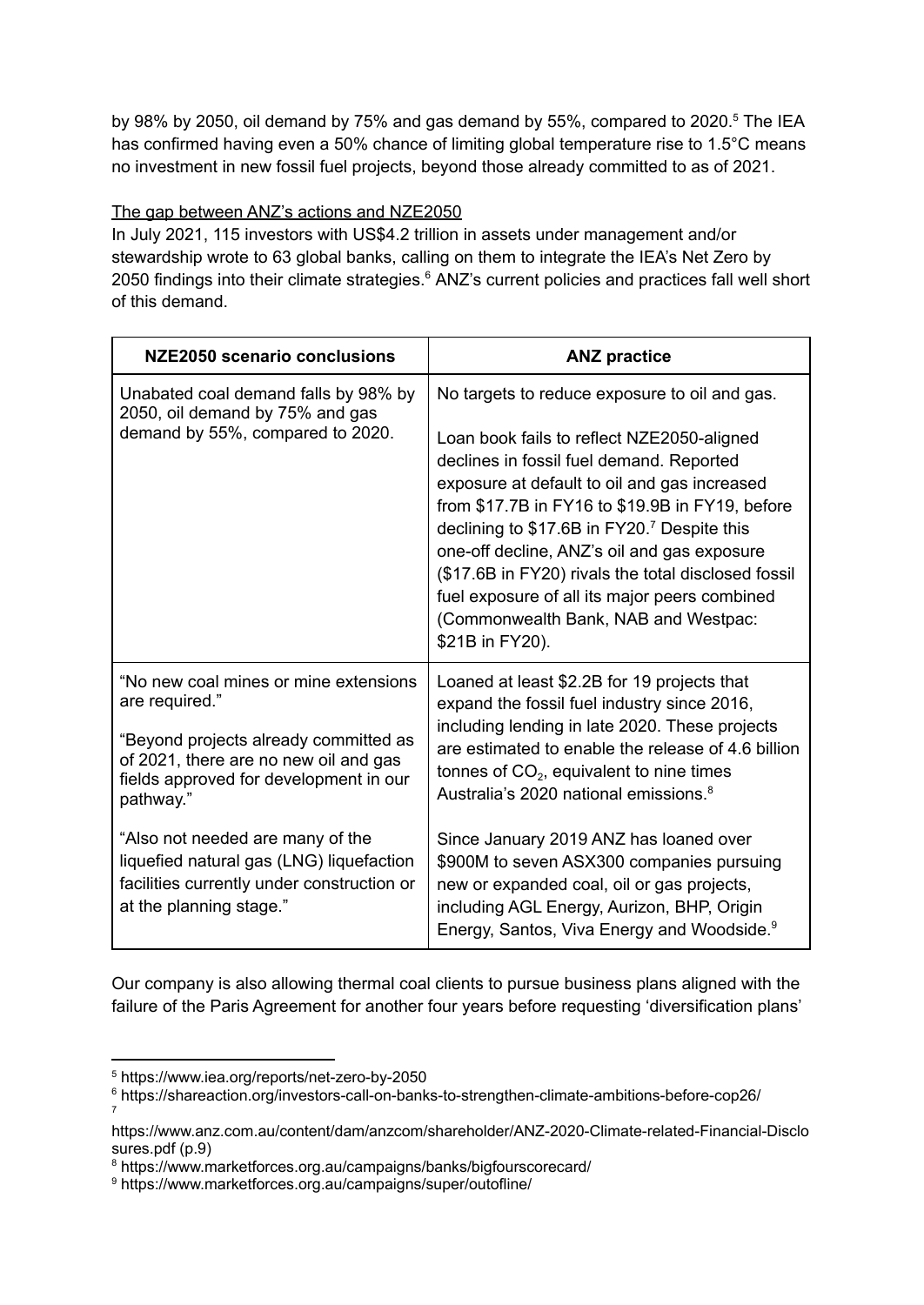by 98% by 2050, oil demand by 75% and gas demand by 55%, compared to 2020.[5] The IEA has confirmed having even a 50% chance of limiting global temperature rise to 1.5°C means no investment in new fossil fuel projects, beyond those already committed to as of 2021.

<u>The gap between ANZ's actions and NZE2050</u>

In July 2021, 115 investors with US$4.2 trillion in assets under management and/or stewardship wrote to 63 global banks, calling on them to integrate the IEA's Net Zero by 2050 findings into their climate strategies.[6] ANZ's current policies and practices fall well short of this demand.

| NZE2050 scenario conclusions | ANZ practice |
|---|---|
| Unabated coal demand falls by 98% by 2050, oil demand by 75% and gas demand by 55%, compared to 2020. | No targets to reduce exposure to oil and gas.<br><br>Loan book fails to reflect NZE2050-aligned declines in fossil fuel demand. Reported exposure at default to oil and gas increased from \$17.7B in FY16 to \$19.9B in FY19, before declining to \$17.6B in FY20.[7] Despite this one-off decline, ANZ's oil and gas exposure (\$17.6B in FY20) rivals the total disclosed fossil fuel exposure of all its major peers combined (Commonwealth Bank, NAB and Westpac: \$21B in FY20). |
| "No new coal mines or mine extensions are required."<br><br>"Beyond projects already committed as of 2021, there are no new oil and gas fields approved for development in our pathway." | Loaned at least \$2.2B for 19 projects that expand the fossil fuel industry since 2016, including lending in late 2020. These projects are estimated to enable the release of 4.6 billion tonnes of $CO_2$, equivalent to nine times Australia's 2020 national emissions.[8] |
| "Also not needed are many of the liquefied natural gas (LNG) liquefaction facilities currently under construction or at the planning stage." | Since January 2019 ANZ has loaned over \$900M to seven ASX300 companies pursuing new or expanded coal, oil or gas projects, including AGL Energy, Aurizon, BHP, Origin Energy, Santos, Viva Energy and Woodside.[9] |

Our company is also allowing thermal coal clients to pursue business plans aligned with the failure of the Paris Agreement for another four years before requesting 'diversification plans'

---

[5] https://www.iea.org/reports/net-zero-by-2050

[6] https://shareaction.org/investors-call-on-banks-to-strengthen-climate-ambitions-before-cop26/

[7] https://www.anz.com.au/content/dam/anzcom/shareholder/ANZ-2020-Climate-related-Financial-Disclosures.pdf (p.9)

[8] https://www.marketforces.org.au/campaigns/banks/bigfourscorecard/

[9] https://www.marketforces.org.au/campaigns/super/outofline/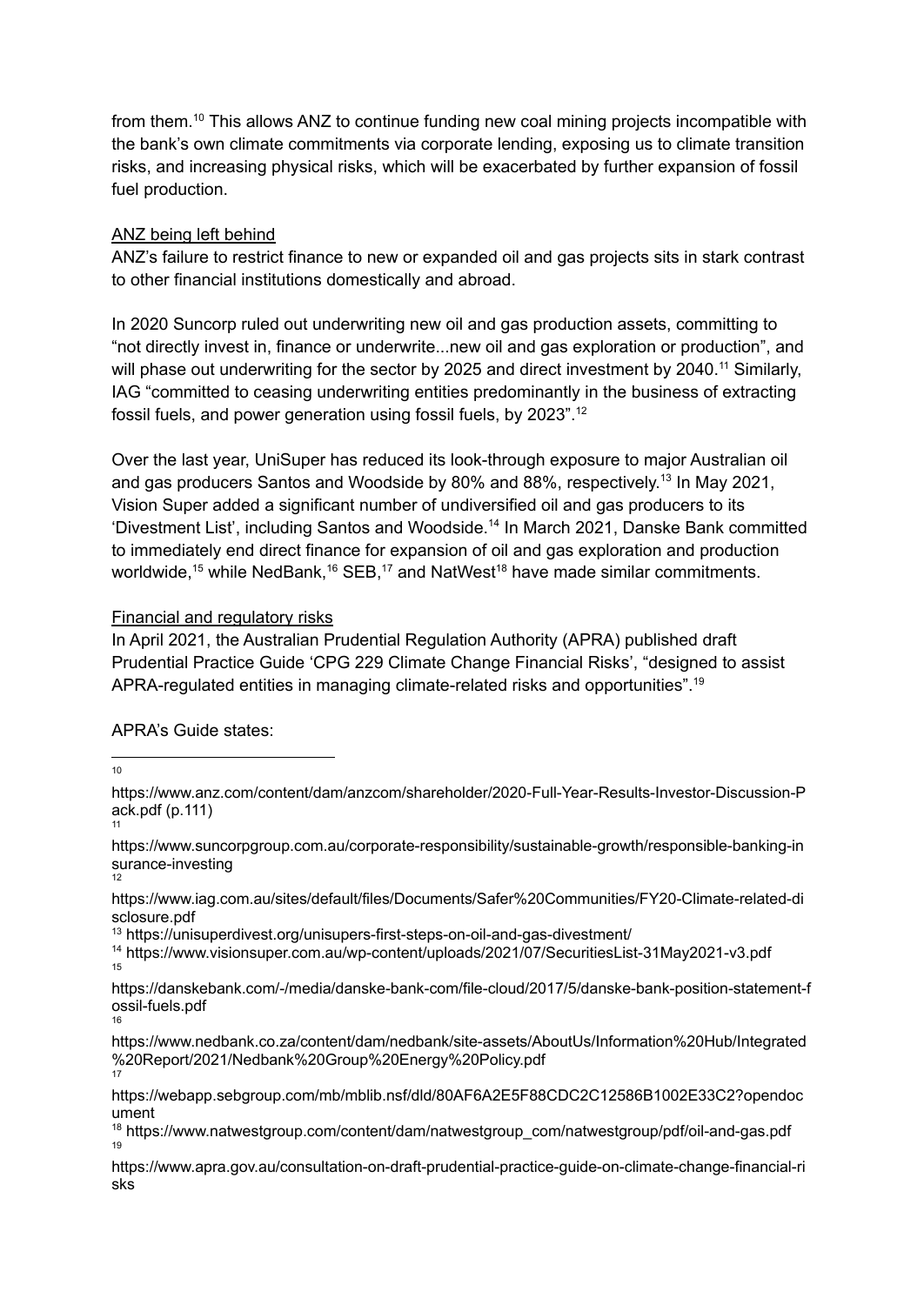from them.[10] This allows ANZ to continue funding new coal mining projects incompatible with the bank's own climate commitments via corporate lending, exposing us to climate transition risks, and increasing physical risks, which will be exacerbated by further expansion of fossil fuel production.

<u>ANZ being left behind</u>

ANZ's failure to restrict finance to new or expanded oil and gas projects sits in stark contrast to other financial institutions domestically and abroad.

In 2020 Suncorp ruled out underwriting new oil and gas production assets, committing to "not directly invest in, finance or underwrite...new oil and gas exploration or production", and will phase out underwriting for the sector by 2025 and direct investment by 2040.[11] Similarly, IAG "committed to ceasing underwriting entities predominantly in the business of extracting fossil fuels, and power generation using fossil fuels, by 2023".[12]

Over the last year, UniSuper has reduced its look-through exposure to major Australian oil and gas producers Santos and Woodside by 80% and 88%, respectively.[13] In May 2021, Vision Super added a significant number of undiversified oil and gas producers to its 'Divestment List', including Santos and Woodside.[14] In March 2021, Danske Bank committed to immediately end direct finance for expansion of oil and gas exploration and production worldwide,[15] while NedBank,[16] SEB,[17] and NatWest[18] have made similar commitments.

<u>Financial and regulatory risks</u>

In April 2021, the Australian Prudential Regulation Authority (APRA) published draft Prudential Practice Guide 'CPG 229 Climate Change Financial Risks', "designed to assist APRA-regulated entities in managing climate-related risks and opportunities".[19]

APRA's Guide states:

---

[10] https://www.anz.com/content/dam/anzcom/shareholder/2020-Full-Year-Results-Investor-Discussion-Pack.pdf (p.111)

[11] https://www.suncorpgroup.com.au/corporate-responsibility/sustainable-growth/responsible-banking-insurance-investing

[12] https://www.iag.com.au/sites/default/files/Documents/Safer%20Communities/FY20-Climate-related-disclosure.pdf

[13] https://unisuperdivest.org/unisupers-first-steps-on-oil-and-gas-divestment/

[14] https://www.visionsuper.com.au/wp-content/uploads/2021/07/SecuritiesList-31May2021-v3.pdf

[15] https://danskebank.com/-/media/danske-bank-com/file-cloud/2017/5/danske-bank-position-statement-fossil-fuels.pdf

[16] https://www.nedbank.co.za/content/dam/nedbank/site-assets/AboutUs/Information%20Hub/Integrated%20Report/2021/Nedbank%20Group%20Energy%20Policy.pdf

[17] https://webapp.sebgroup.com/mb/mblib.nsf/dld/80AF6A2E5F88CDC2C12586B1002E33C2?opendocument

[18] https://www.natwestgroup.com/content/dam/natwestgroup_com/natwestgroup/pdf/oil-and-gas.pdf

[19] https://www.apra.gov.au/consultation-on-draft-prudential-practice-guide-on-climate-change-financial-risks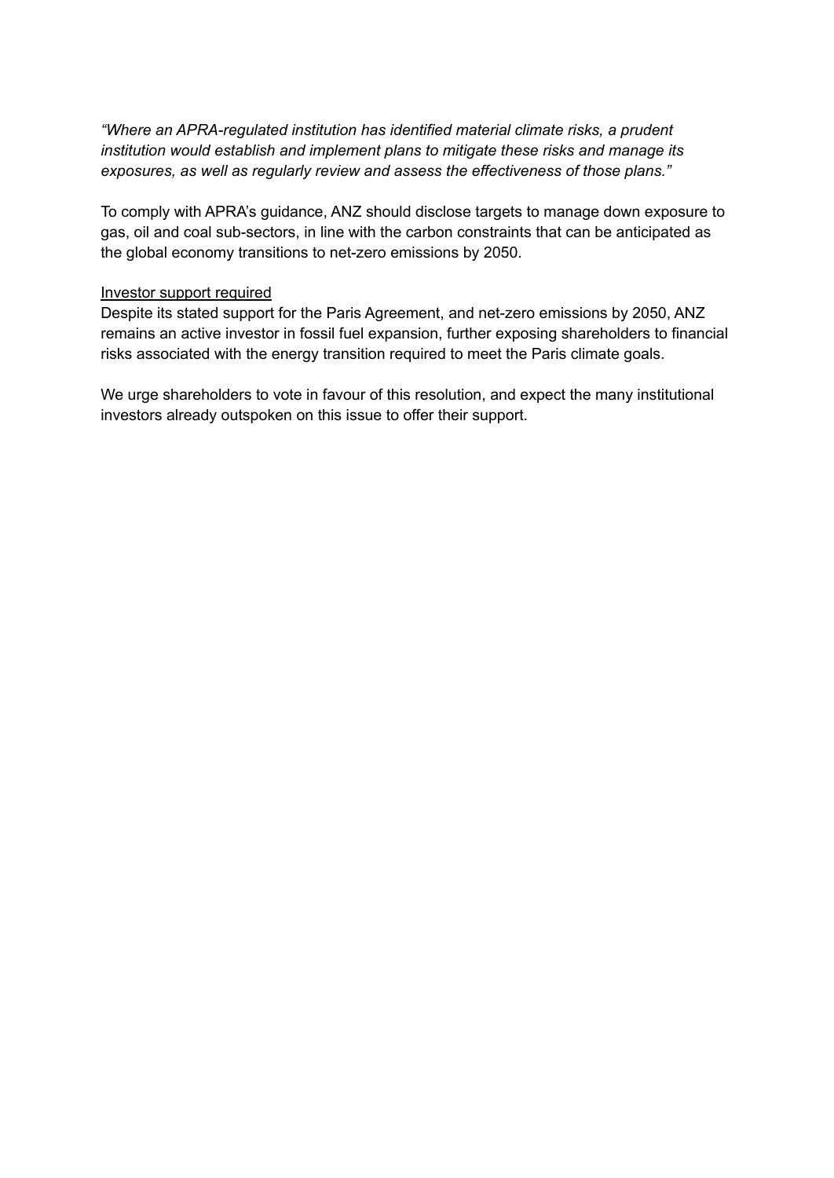*"Where an APRA-regulated institution has identified material climate risks, a prudent institution would establish and implement plans to mitigate these risks and manage its exposures, as well as regularly review and assess the effectiveness of those plans."*

To comply with APRA's guidance, ANZ should disclose targets to manage down exposure to gas, oil and coal sub-sectors, in line with the carbon constraints that can be anticipated as the global economy transitions to net-zero emissions by 2050.

<u>Investor support required</u>

Despite its stated support for the Paris Agreement, and net-zero emissions by 2050, ANZ remains an active investor in fossil fuel expansion, further exposing shareholders to financial risks associated with the energy transition required to meet the Paris climate goals.

We urge shareholders to vote in favour of this resolution, and expect the many institutional investors already outspoken on this issue to offer their support.